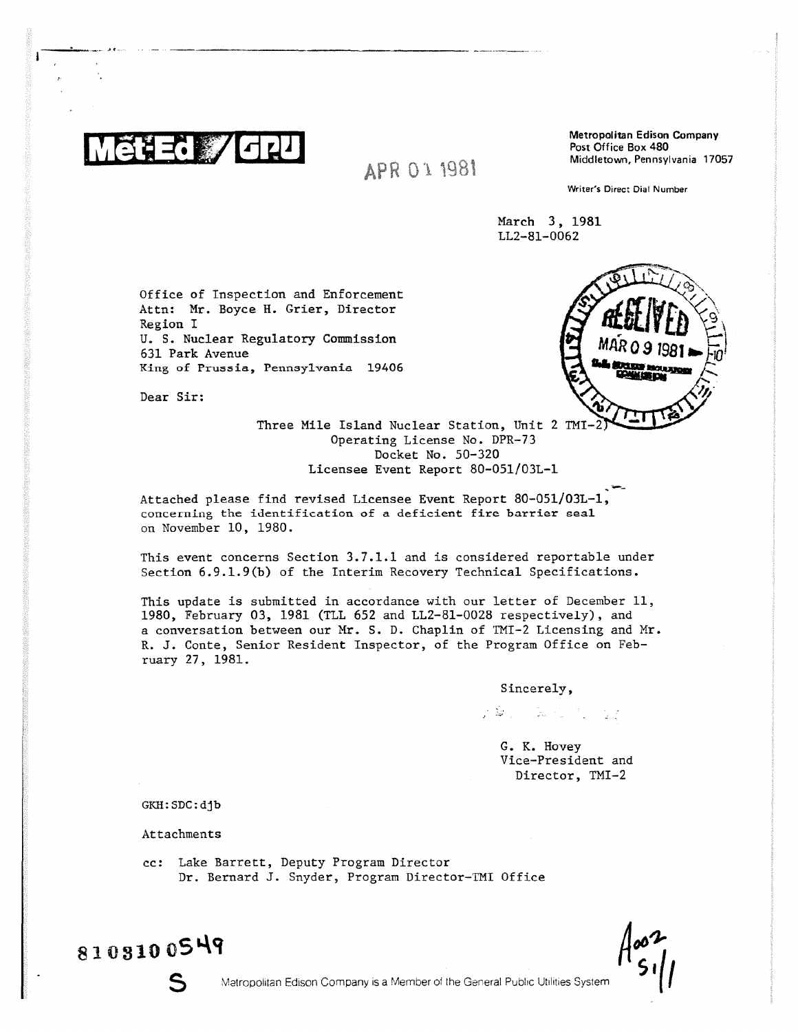**Met-Ed / GPU**

Metropolitan Edison Company
Post Office Box 480
Middletown, Pennsylvania 17057

APR 01 1981

Writer's Direct Dial Number

March 3, 1981
LL2-81-0062

RECEIVED
MAR 09 1981
U.S. NUCLEAR REGULATORY COMMISSION

Office of Inspection and Enforcement
Attn: Mr. Boyce H. Grier, Director
Region I
U. S. Nuclear Regulatory Commission
631 Park Avenue
King of Prussia, Pennsylvania 19406

Dear Sir:

Three Mile Island Nuclear Station, Unit 2 TMI-2)
Operating License No. DPR-73
Docket No. 50-320
Licensee Event Report 80-051/03L-1

Attached please find revised Licensee Event Report 80-051/03L-1, concerning the identification of a deficient fire barrier seal on November 10, 1980.

This event concerns Section 3.7.1.1 and is considered reportable under Section 6.9.1.9(b) of the Interim Recovery Technical Specifications.

This update is submitted in accordance with our letter of December 11, 1980, February 03, 1981 (TLL 652 and LL2-81-0028 respectively), and a conversation between our Mr. S. D. Chaplin of TMI-2 Licensing and Mr. R. J. Conte, Senior Resident Inspector, of the Program Office on February 27, 1981.

Sincerely,

G. K. Hovey
Vice-President and
Director, TMI-2

GKH:SDC:djb

Attachments

cc: Lake Barrett, Deputy Program Director
Dr. Bernard J. Snyder, Program Director-TMI Office

8103100549
S

A002
S 1/1

Metropolitan Edison Company is a Member of the General Public Utilities System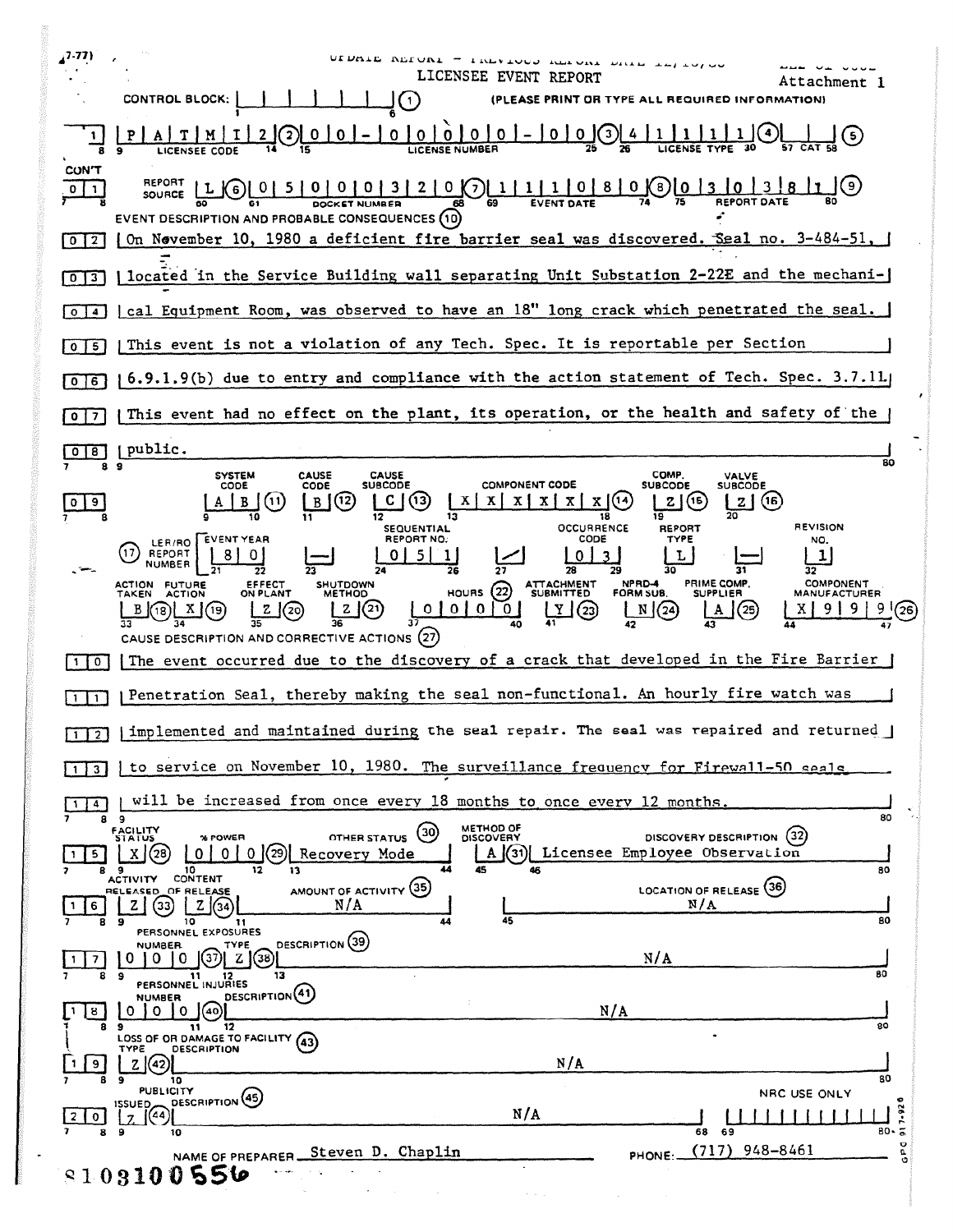(7-77)

UPDATE REPORT - PREVIOUS REPORT DATE 12/10/80

# LICENSEE EVENT REPORT

Attachment 1

CONTROL BLOCK: | | | | | | | (1) (PLEASE PRINT OR TYPE ALL REQUIRED INFORMATION)

| Line | Field | Value |
|---|---|---|
| 01 | LICENSEE CODE (2) | P A T M I 2 |
| | LICENSE NUMBER (3) | 0 0 - 0 0 0 0 0 - 0 0 |
| | LICENSE TYPE (4) | 4 1 1 1 1 |
| | CAT (5) | |

CON'T

| Line | Field | Value |
|---|---|---|
| 01 | REPORT SOURCE (6) | L |
| | DOCKET NUMBER (7) | 0 5 0 0 0 3 2 0 |
| | EVENT DATE (8) | 1 1 1 0 8 0 |
| | REPORT DATE (9) | 0 3 0 3 8 1 |

EVENT DESCRIPTION AND PROBABLE CONSEQUENCES (10)

02 On November 10, 1980 a deficient fire barrier seal was discovered. Seal no. 3-484-51,
03 located in the Service Building wall separating Unit Substation 2-22E and the mechani-
04 cal Equipment Room, was observed to have an 18" long crack which penetrated the seal.
05 This event is not a violation of any Tech. Spec. It is reportable per Section
06 6.9.1.9(b) due to entry and compliance with the action statement of Tech. Spec. 3.7.11.
07 This event had no effect on the plant, its operation, or the health and safety of the
08 public.

| SYSTEM CODE | CAUSE CODE | CAUSE SUBCODE | COMPONENT CODE | COMP. SUBCODE | VALVE SUBCODE |
|---|---|---|---|---|---|
| A B (11) | B (12) | C (13) | X X X X X X (14) | Z (15) | Z (16) |

(17) LER/RO REPORT NUMBER

| EVENT YEAR | | SEQUENTIAL REPORT NO. | | OCCURRENCE CODE | REPORT TYPE | | REVISION NO. |
|---|---|---|---|---|---|---|---|
| 8 0 | — | 0 5 1 | / | 0 3 | L | — | 1 |

| ACTION TAKEN | FUTURE ACTION | EFFECT ON PLANT | SHUTDOWN METHOD | HOURS (22) | ATTACHMENT SUBMITTED | NPRD-4 FORM SUB. | PRIME COMP. SUPPLIER | COMPONENT MANUFACTURER |
|---|---|---|---|---|---|---|---|---|
| B (18) | X (19) | Z (20) | Z (21) | 0 0 0 0 0 | Y (23) | N (24) | A (25) | X 9 9 9 (26) |

CAUSE DESCRIPTION AND CORRECTIVE ACTIONS (27)

10 The event occurred due to the discovery of a crack that developed in the Fire Barrier
11 Penetration Seal, thereby making the seal non-functional. An hourly fire watch was
12 implemented and maintained during the seal repair. The seal was repaired and returned
13 to service on November 10, 1980. The surveillance frequency for Firewall-50 seals
14 will be increased from once every 18 months to once every 12 months.

| Line | FACILITY STATUS | % POWER | OTHER STATUS (30) | METHOD OF DISCOVERY | DISCOVERY DESCRIPTION (32) |
|---|---|---|---|---|---|
| 15 | X (28) | 0 0 0 (29) | Recovery Mode | A (31) | Licensee Employee Observation |

| Line | ACTIVITY RELEASED | CONTENT OF RELEASE | AMOUNT OF ACTIVITY (35) | LOCATION OF RELEASE (36) |
|---|---|---|---|---|
| 16 | Z (33) | Z (34) | N/A | N/A |

PERSONNEL EXPOSURES

| Line | NUMBER | TYPE | DESCRIPTION (39) |
|---|---|---|---|
| 17 | 0 0 0 (37) | Z (38) | N/A |

PERSONNEL INJURIES

| Line | NUMBER | DESCRIPTION (41) |
|---|---|---|
| 18 | 0 0 0 (40) | N/A |

LOSS OF OR DAMAGE TO FACILITY (43)

| Line | TYPE | DESCRIPTION |
|---|---|---|
| 19 | Z (42) | N/A |

PUBLICITY

| Line | ISSUED | DESCRIPTION (45) | NRC USE ONLY |
|---|---|---|---|
| 20 | Z (44) | N/A | |

NAME OF PREPARER Steven D. Chaplin PHONE: (717) 948-8461

8103100556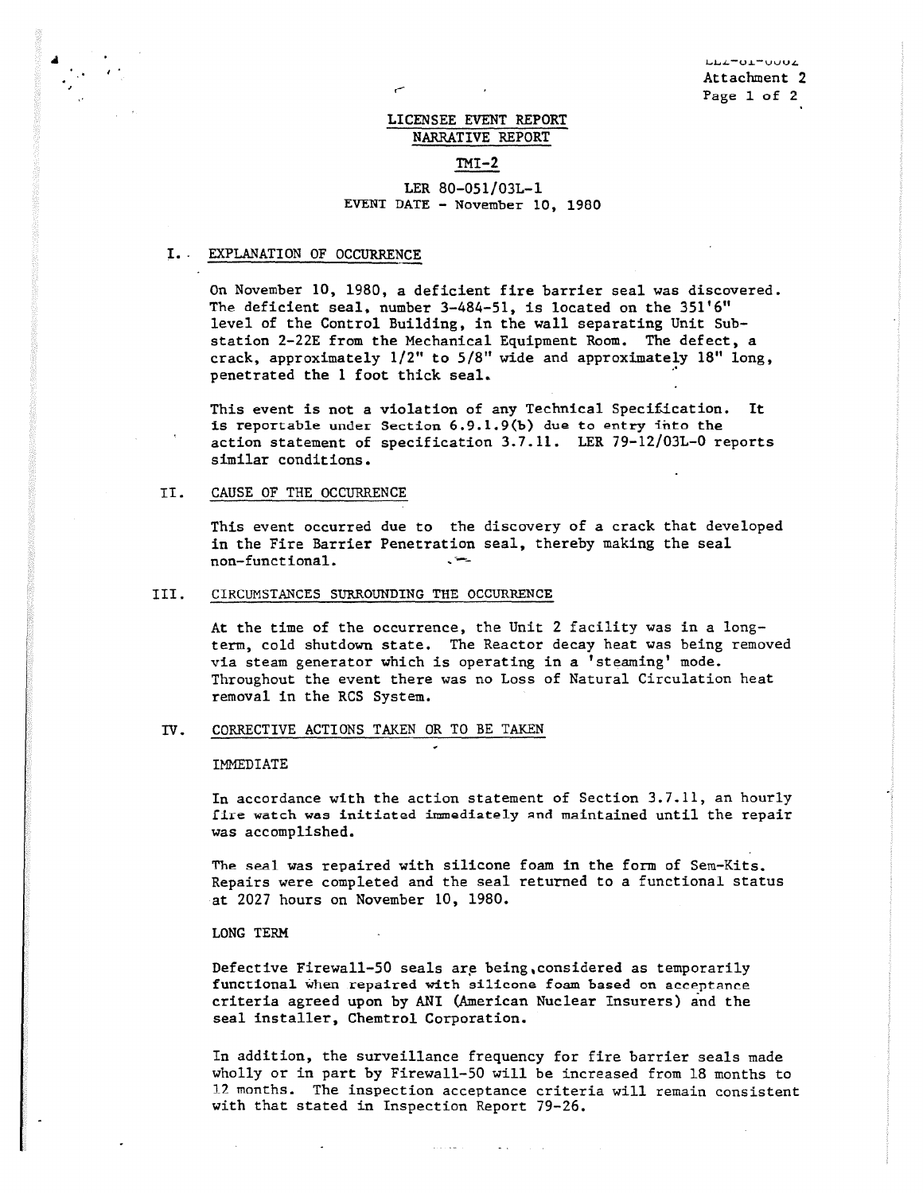LL2-81-0002
Attachment 2
Page 1 of 2

# LICENSEE EVENT REPORT
## NARRATIVE REPORT

## TMI-2

LER 80-051/03L-1
EVENT DATE - November 10, 1980

## I. EXPLANATION OF OCCURRENCE

On November 10, 1980, a deficient fire barrier seal was discovered. The deficient seal, number 3-484-51, is located on the 351'6" level of the Control Building, in the wall separating Unit Substation 2-22E from the Mechanical Equipment Room. The defect, a crack, approximately 1/2" to 5/8" wide and approximately 18" long, penetrated the 1 foot thick seal.

This event is not a violation of any Technical Specification. It is reportable under Section 6.9.1.9(b) due to entry into the action statement of specification 3.7.11. LER 79-12/03L-0 reports similar conditions.

## II. CAUSE OF THE OCCURRENCE

This event occurred due to the discovery of a crack that developed in the Fire Barrier Penetration seal, thereby making the seal non-functional.

## III. CIRCUMSTANCES SURROUNDING THE OCCURRENCE

At the time of the occurrence, the Unit 2 facility was in a long-term, cold shutdown state. The Reactor decay heat was being removed via steam generator which is operating in a 'steaming' mode. Throughout the event there was no Loss of Natural Circulation heat removal in the RCS System.

## IV. CORRECTIVE ACTIONS TAKEN OR TO BE TAKEN

IMMEDIATE

In accordance with the action statement of Section 3.7.11, an hourly fire watch was initiated immediately and maintained until the repair was accomplished.

The seal was repaired with silicone foam in the form of Sem-Kits. Repairs were completed and the seal returned to a functional status at 2027 hours on November 10, 1980.

LONG TERM

Defective Firewall-50 seals are being considered as temporarily functional when repaired with silicone foam based on acceptance criteria agreed upon by ANI (American Nuclear Insurers) and the seal installer, Chemtrol Corporation.

In addition, the surveillance frequency for fire barrier seals made wholly or in part by Firewall-50 will be increased from 18 months to 12 months. The inspection acceptance criteria will remain consistent with that stated in Inspection Report 79-26.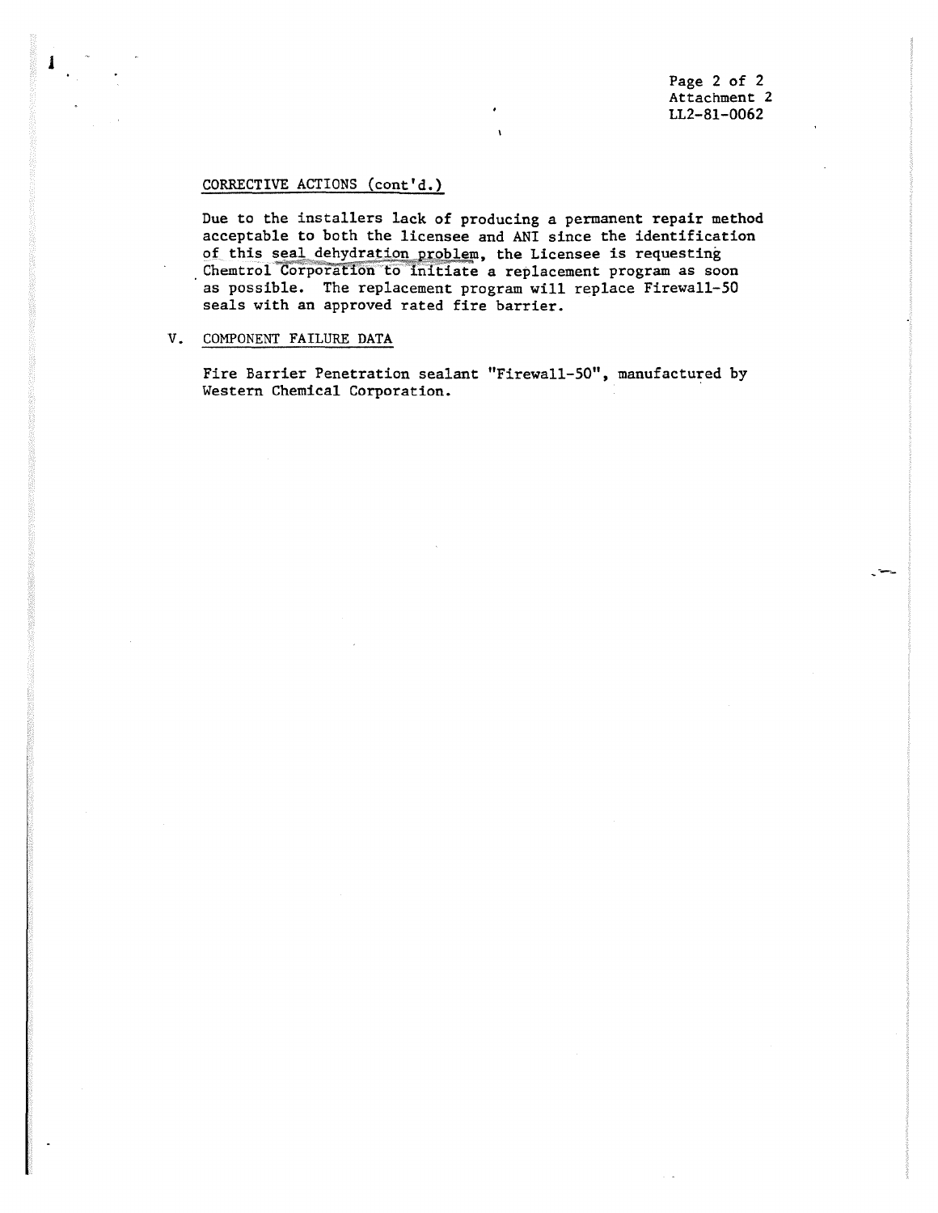CORRECTIVE ACTIONS (cont'd.)

Due to the installers lack of producing a permanent repair method acceptable to both the licensee and ANI since the identification of this seal dehydration problem, the Licensee is requesting Chemtrol Corporation to initiate a replacement program as soon as possible. The replacement program will replace Firewall-50 seals with an approved rated fire barrier.

V. COMPONENT FAILURE DATA

Fire Barrier Penetration sealant "Firewall-50", manufactured by Western Chemical Corporation.